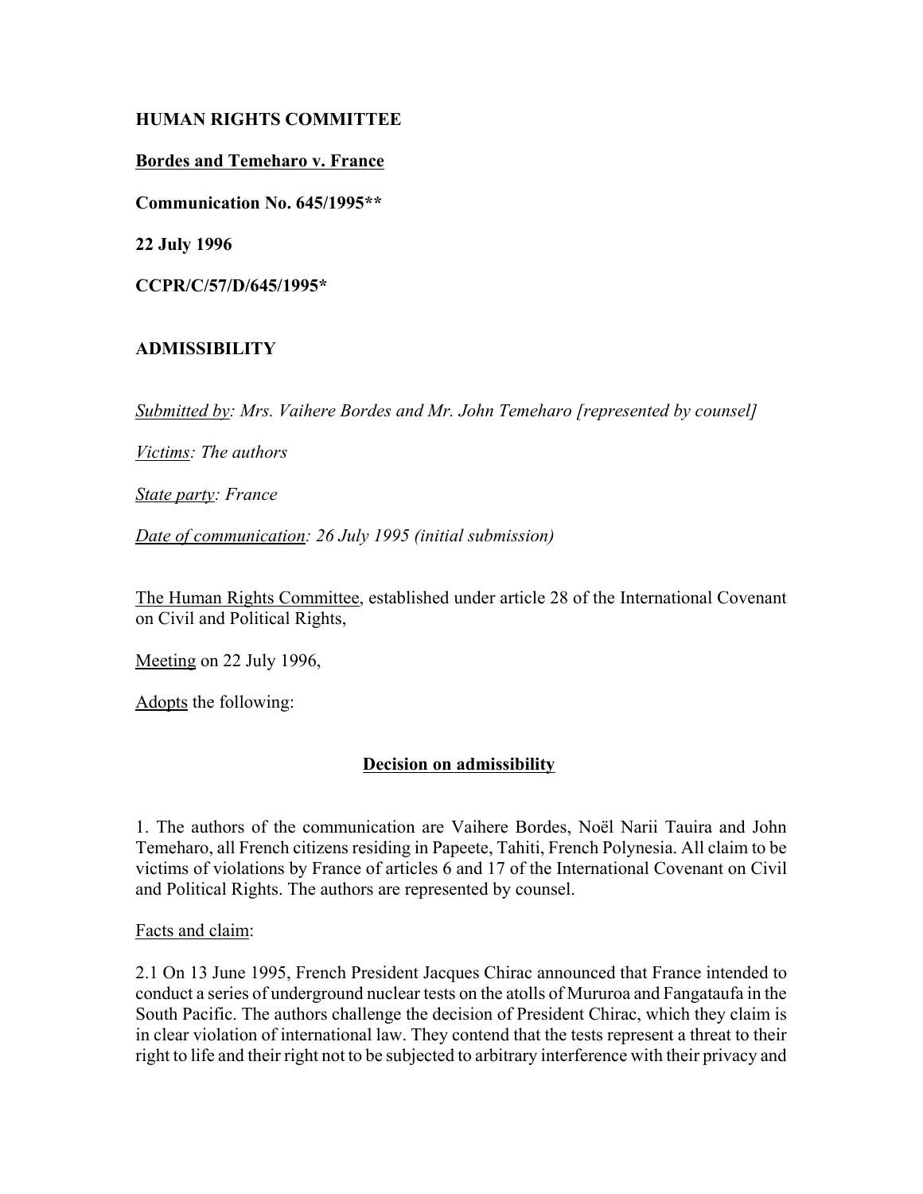**HUMAN RIGHTS COMMITTEE**

**Bordes and Temeharo v. France**

**Communication No. 645/1995****

**22 July 1996**

**CCPR/C/57/D/645/1995***

**ADMISSIBILITY**

*Submitted by: Mrs. Vaihere Bordes and Mr. John Temeharo [represented by counsel]*

*Victims: The authors*

*State party: France*

*Date of communication: 26 July 1995 (initial submission)*

The Human Rights Committee, established under article 28 of the International Covenant on Civil and Political Rights,

Meeting on 22 July 1996,

Adopts the following:

## Decision on admissibility

1. The authors of the communication are Vaihere Bordes, Noël Narii Tauira and John Temeharo, all French citizens residing in Papeete, Tahiti, French Polynesia. All claim to be victims of violations by France of articles 6 and 17 of the International Covenant on Civil and Political Rights. The authors are represented by counsel.

Facts and claim:

2.1 On 13 June 1995, French President Jacques Chirac announced that France intended to conduct a series of underground nuclear tests on the atolls of Mururoa and Fangataufa in the South Pacific. The authors challenge the decision of President Chirac, which they claim is in clear violation of international law. They contend that the tests represent a threat to their right to life and their right not to be subjected to arbitrary interference with their privacy and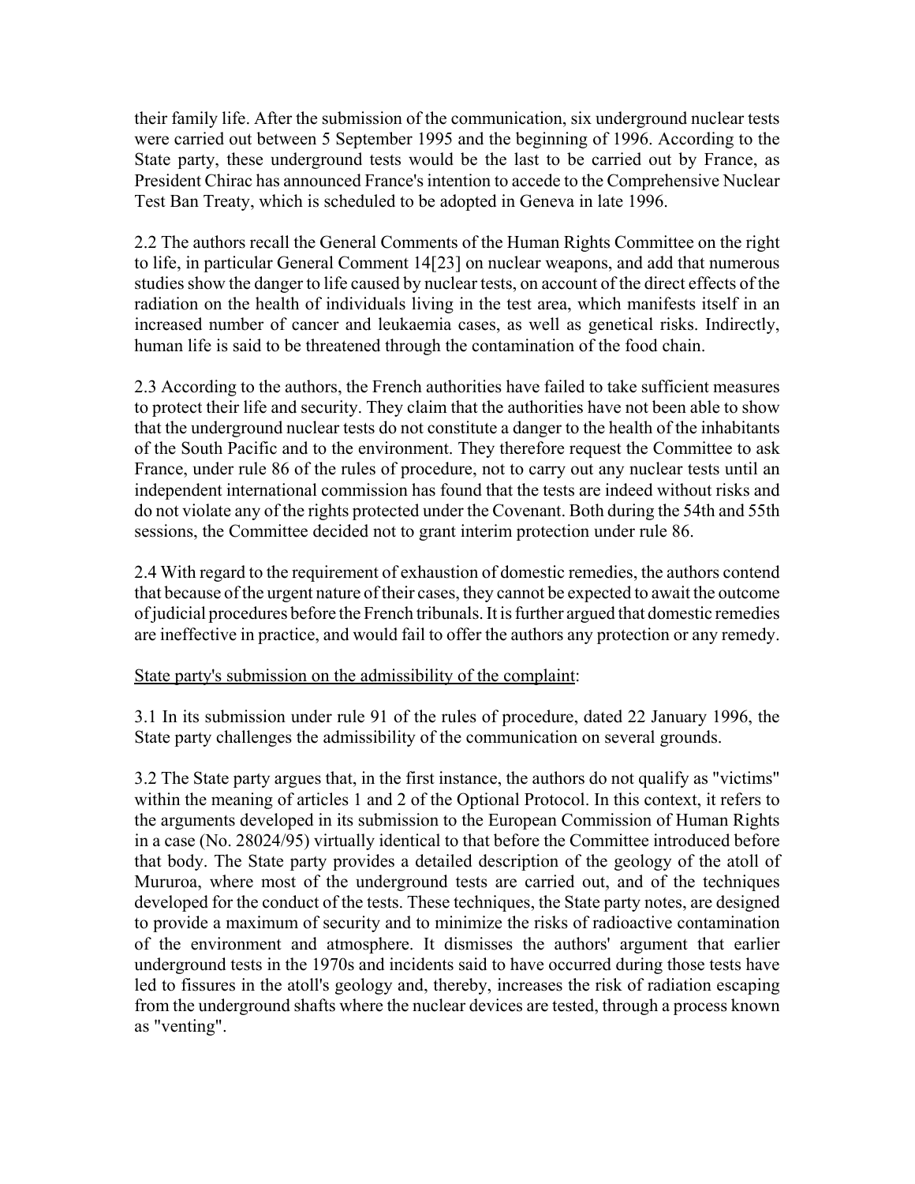their family life. After the submission of the communication, six underground nuclear tests were carried out between 5 September 1995 and the beginning of 1996. According to the State party, these underground tests would be the last to be carried out by France, as President Chirac has announced France's intention to accede to the Comprehensive Nuclear Test Ban Treaty, which is scheduled to be adopted in Geneva in late 1996.

2.2 The authors recall the General Comments of the Human Rights Committee on the right to life, in particular General Comment 14[23] on nuclear weapons, and add that numerous studies show the danger to life caused by nuclear tests, on account of the direct effects of the radiation on the health of individuals living in the test area, which manifests itself in an increased number of cancer and leukaemia cases, as well as genetical risks. Indirectly, human life is said to be threatened through the contamination of the food chain.

2.3 According to the authors, the French authorities have failed to take sufficient measures to protect their life and security. They claim that the authorities have not been able to show that the underground nuclear tests do not constitute a danger to the health of the inhabitants of the South Pacific and to the environment. They therefore request the Committee to ask France, under rule 86 of the rules of procedure, not to carry out any nuclear tests until an independent international commission has found that the tests are indeed without risks and do not violate any of the rights protected under the Covenant. Both during the 54th and 55th sessions, the Committee decided not to grant interim protection under rule 86.

2.4 With regard to the requirement of exhaustion of domestic remedies, the authors contend that because of the urgent nature of their cases, they cannot be expected to await the outcome of judicial procedures before the French tribunals. It is further argued that domestic remedies are ineffective in practice, and would fail to offer the authors any protection or any remedy.

State party's submission on the admissibility of the complaint:

3.1 In its submission under rule 91 of the rules of procedure, dated 22 January 1996, the State party challenges the admissibility of the communication on several grounds.

3.2 The State party argues that, in the first instance, the authors do not qualify as "victims" within the meaning of articles 1 and 2 of the Optional Protocol. In this context, it refers to the arguments developed in its submission to the European Commission of Human Rights in a case (No. 28024/95) virtually identical to that before the Committee introduced before that body. The State party provides a detailed description of the geology of the atoll of Mururoa, where most of the underground tests are carried out, and of the techniques developed for the conduct of the tests. These techniques, the State party notes, are designed to provide a maximum of security and to minimize the risks of radioactive contamination of the environment and atmosphere. It dismisses the authors' argument that earlier underground tests in the 1970s and incidents said to have occurred during those tests have led to fissures in the atoll's geology and, thereby, increases the risk of radiation escaping from the underground shafts where the nuclear devices are tested, through a process known as "venting".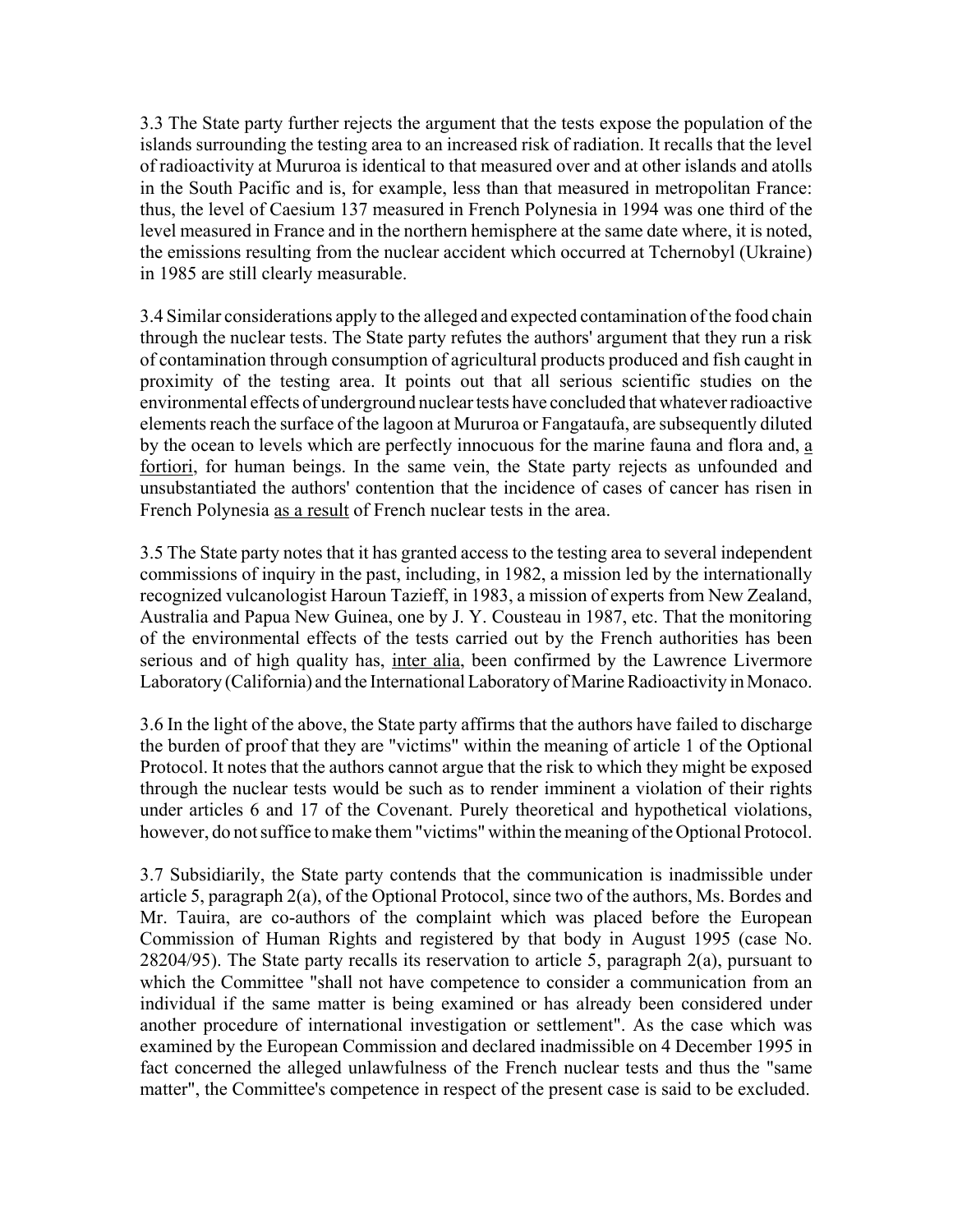3.3 The State party further rejects the argument that the tests expose the population of the islands surrounding the testing area to an increased risk of radiation. It recalls that the level of radioactivity at Mururoa is identical to that measured over and at other islands and atolls in the South Pacific and is, for example, less than that measured in metropolitan France: thus, the level of Caesium 137 measured in French Polynesia in 1994 was one third of the level measured in France and in the northern hemisphere at the same date where, it is noted, the emissions resulting from the nuclear accident which occurred at Tchernobyl (Ukraine) in 1985 are still clearly measurable.

3.4 Similar considerations apply to the alleged and expected contamination of the food chain through the nuclear tests. The State party refutes the authors' argument that they run a risk of contamination through consumption of agricultural products produced and fish caught in proximity of the testing area. It points out that all serious scientific studies on the environmental effects of underground nuclear tests have concluded that whatever radioactive elements reach the surface of the lagoon at Mururoa or Fangataufa, are subsequently diluted by the ocean to levels which are perfectly innocuous for the marine fauna and flora and, a fortiori, for human beings. In the same vein, the State party rejects as unfounded and unsubstantiated the authors' contention that the incidence of cases of cancer has risen in French Polynesia as a result of French nuclear tests in the area.

3.5 The State party notes that it has granted access to the testing area to several independent commissions of inquiry in the past, including, in 1982, a mission led by the internationally recognized vulcanologist Haroun Tazieff, in 1983, a mission of experts from New Zealand, Australia and Papua New Guinea, one by J. Y. Cousteau in 1987, etc. That the monitoring of the environmental effects of the tests carried out by the French authorities has been serious and of high quality has, inter alia, been confirmed by the Lawrence Livermore Laboratory (California) and the International Laboratory of Marine Radioactivity in Monaco.

3.6 In the light of the above, the State party affirms that the authors have failed to discharge the burden of proof that they are "victims" within the meaning of article 1 of the Optional Protocol. It notes that the authors cannot argue that the risk to which they might be exposed through the nuclear tests would be such as to render imminent a violation of their rights under articles 6 and 17 of the Covenant. Purely theoretical and hypothetical violations, however, do not suffice to make them "victims" within the meaning of the Optional Protocol.

3.7 Subsidiarily, the State party contends that the communication is inadmissible under article 5, paragraph 2(a), of the Optional Protocol, since two of the authors, Ms. Bordes and Mr. Tauira, are co-authors of the complaint which was placed before the European Commission of Human Rights and registered by that body in August 1995 (case No. 28204/95). The State party recalls its reservation to article 5, paragraph 2(a), pursuant to which the Committee "shall not have competence to consider a communication from an individual if the same matter is being examined or has already been considered under another procedure of international investigation or settlement". As the case which was examined by the European Commission and declared inadmissible on 4 December 1995 in fact concerned the alleged unlawfulness of the French nuclear tests and thus the "same matter", the Committee's competence in respect of the present case is said to be excluded.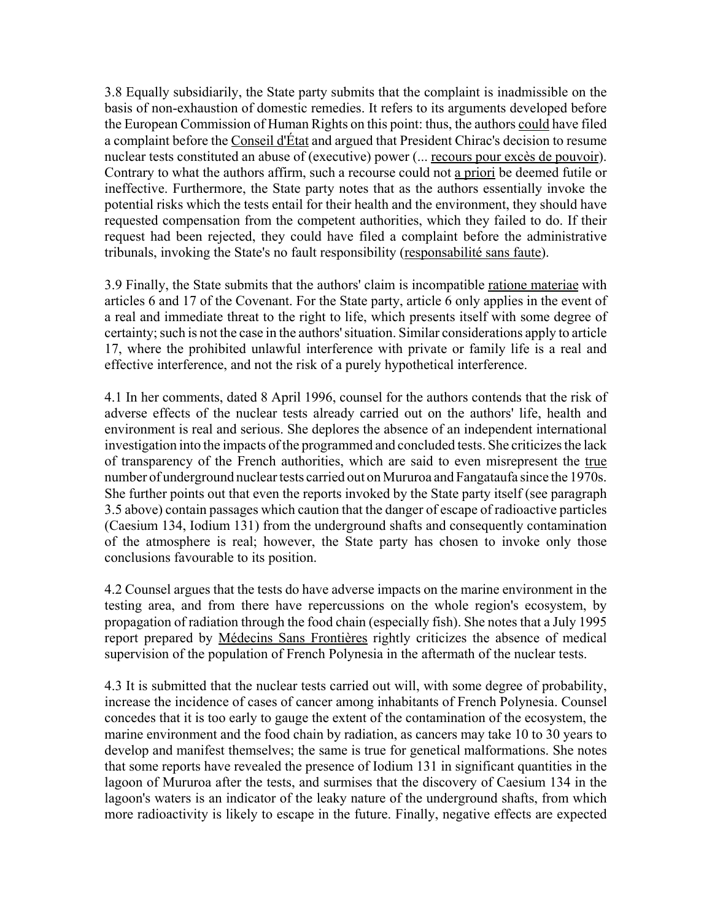3.8 Equally subsidiarily, the State party submits that the complaint is inadmissible on the basis of non-exhaustion of domestic remedies. It refers to its arguments developed before the European Commission of Human Rights on this point: thus, the authors could have filed a complaint before the Conseil d'État and argued that President Chirac's decision to resume nuclear tests constituted an abuse of (executive) power (... recours pour excès de pouvoir). Contrary to what the authors affirm, such a recourse could not a priori be deemed futile or ineffective. Furthermore, the State party notes that as the authors essentially invoke the potential risks which the tests entail for their health and the environment, they should have requested compensation from the competent authorities, which they failed to do. If their request had been rejected, they could have filed a complaint before the administrative tribunals, invoking the State's no fault responsibility (responsabilité sans faute).

3.9 Finally, the State submits that the authors' claim is incompatible ratione materiae with articles 6 and 17 of the Covenant. For the State party, article 6 only applies in the event of a real and immediate threat to the right to life, which presents itself with some degree of certainty; such is not the case in the authors' situation. Similar considerations apply to article 17, where the prohibited unlawful interference with private or family life is a real and effective interference, and not the risk of a purely hypothetical interference.

4.1 In her comments, dated 8 April 1996, counsel for the authors contends that the risk of adverse effects of the nuclear tests already carried out on the authors' life, health and environment is real and serious. She deplores the absence of an independent international investigation into the impacts of the programmed and concluded tests. She criticizes the lack of transparency of the French authorities, which are said to even misrepresent the true number of underground nuclear tests carried out on Mururoa and Fangataufa since the 1970s. She further points out that even the reports invoked by the State party itself (see paragraph 3.5 above) contain passages which caution that the danger of escape of radioactive particles (Caesium 134, Iodium 131) from the underground shafts and consequently contamination of the atmosphere is real; however, the State party has chosen to invoke only those conclusions favourable to its position.

4.2 Counsel argues that the tests do have adverse impacts on the marine environment in the testing area, and from there have repercussions on the whole region's ecosystem, by propagation of radiation through the food chain (especially fish). She notes that a July 1995 report prepared by Médecins Sans Frontières rightly criticizes the absence of medical supervision of the population of French Polynesia in the aftermath of the nuclear tests.

4.3 It is submitted that the nuclear tests carried out will, with some degree of probability, increase the incidence of cases of cancer among inhabitants of French Polynesia. Counsel concedes that it is too early to gauge the extent of the contamination of the ecosystem, the marine environment and the food chain by radiation, as cancers may take 10 to 30 years to develop and manifest themselves; the same is true for genetical malformations. She notes that some reports have revealed the presence of Iodium 131 in significant quantities in the lagoon of Mururoa after the tests, and surmises that the discovery of Caesium 134 in the lagoon's waters is an indicator of the leaky nature of the underground shafts, from which more radioactivity is likely to escape in the future. Finally, negative effects are expected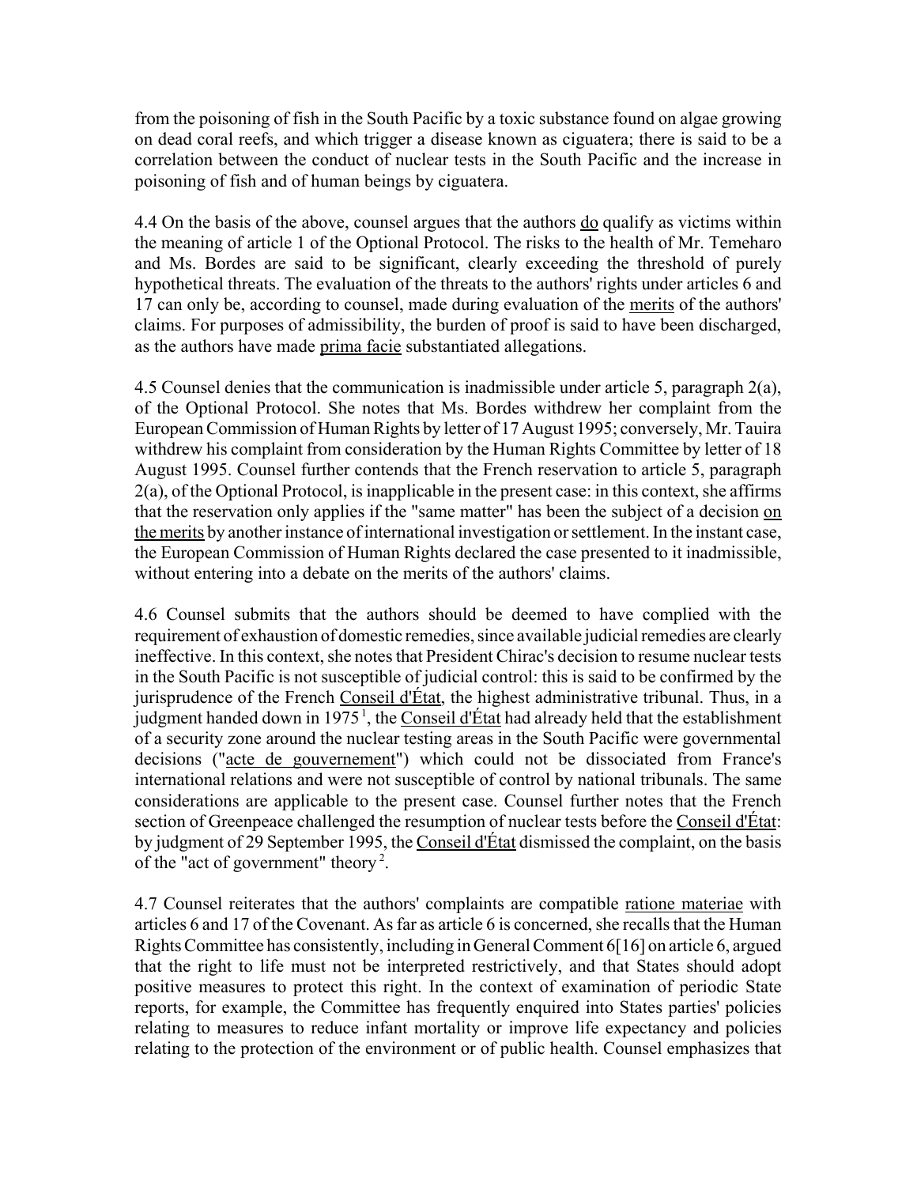from the poisoning of fish in the South Pacific by a toxic substance found on algae growing on dead coral reefs, and which trigger a disease known as ciguatera; there is said to be a correlation between the conduct of nuclear tests in the South Pacific and the increase in poisoning of fish and of human beings by ciguatera.

4.4 On the basis of the above, counsel argues that the authors do qualify as victims within the meaning of article 1 of the Optional Protocol. The risks to the health of Mr. Temeharo and Ms. Bordes are said to be significant, clearly exceeding the threshold of purely hypothetical threats. The evaluation of the threats to the authors' rights under articles 6 and 17 can only be, according to counsel, made during evaluation of the merits of the authors' claims. For purposes of admissibility, the burden of proof is said to have been discharged, as the authors have made prima facie substantiated allegations.

4.5 Counsel denies that the communication is inadmissible under article 5, paragraph 2(a), of the Optional Protocol. She notes that Ms. Bordes withdrew her complaint from the European Commission of Human Rights by letter of 17 August 1995; conversely, Mr. Tauira withdrew his complaint from consideration by the Human Rights Committee by letter of 18 August 1995. Counsel further contends that the French reservation to article 5, paragraph 2(a), of the Optional Protocol, is inapplicable in the present case: in this context, she affirms that the reservation only applies if the "same matter" has been the subject of a decision on the merits by another instance of international investigation or settlement. In the instant case, the European Commission of Human Rights declared the case presented to it inadmissible, without entering into a debate on the merits of the authors' claims.

4.6 Counsel submits that the authors should be deemed to have complied with the requirement of exhaustion of domestic remedies, since available judicial remedies are clearly ineffective. In this context, she notes that President Chirac's decision to resume nuclear tests in the South Pacific is not susceptible of judicial control: this is said to be confirmed by the jurisprudence of the French Conseil d'État, the highest administrative tribunal. Thus, in a judgment handed down in 1975 [1], the Conseil d'État had already held that the establishment of a security zone around the nuclear testing areas in the South Pacific were governmental decisions ("acte de gouvernement") which could not be dissociated from France's international relations and were not susceptible of control by national tribunals. The same considerations are applicable to the present case. Counsel further notes that the French section of Greenpeace challenged the resumption of nuclear tests before the Conseil d'État: by judgment of 29 September 1995, the Conseil d'État dismissed the complaint, on the basis of the "act of government" theory [2].

4.7 Counsel reiterates that the authors' complaints are compatible ratione materiae with articles 6 and 17 of the Covenant. As far as article 6 is concerned, she recalls that the Human Rights Committee has consistently, including in General Comment 6[16] on article 6, argued that the right to life must not be interpreted restrictively, and that States should adopt positive measures to protect this right. In the context of examination of periodic State reports, for example, the Committee has frequently enquired into States parties' policies relating to measures to reduce infant mortality or improve life expectancy and policies relating to the protection of the environment or of public health. Counsel emphasizes that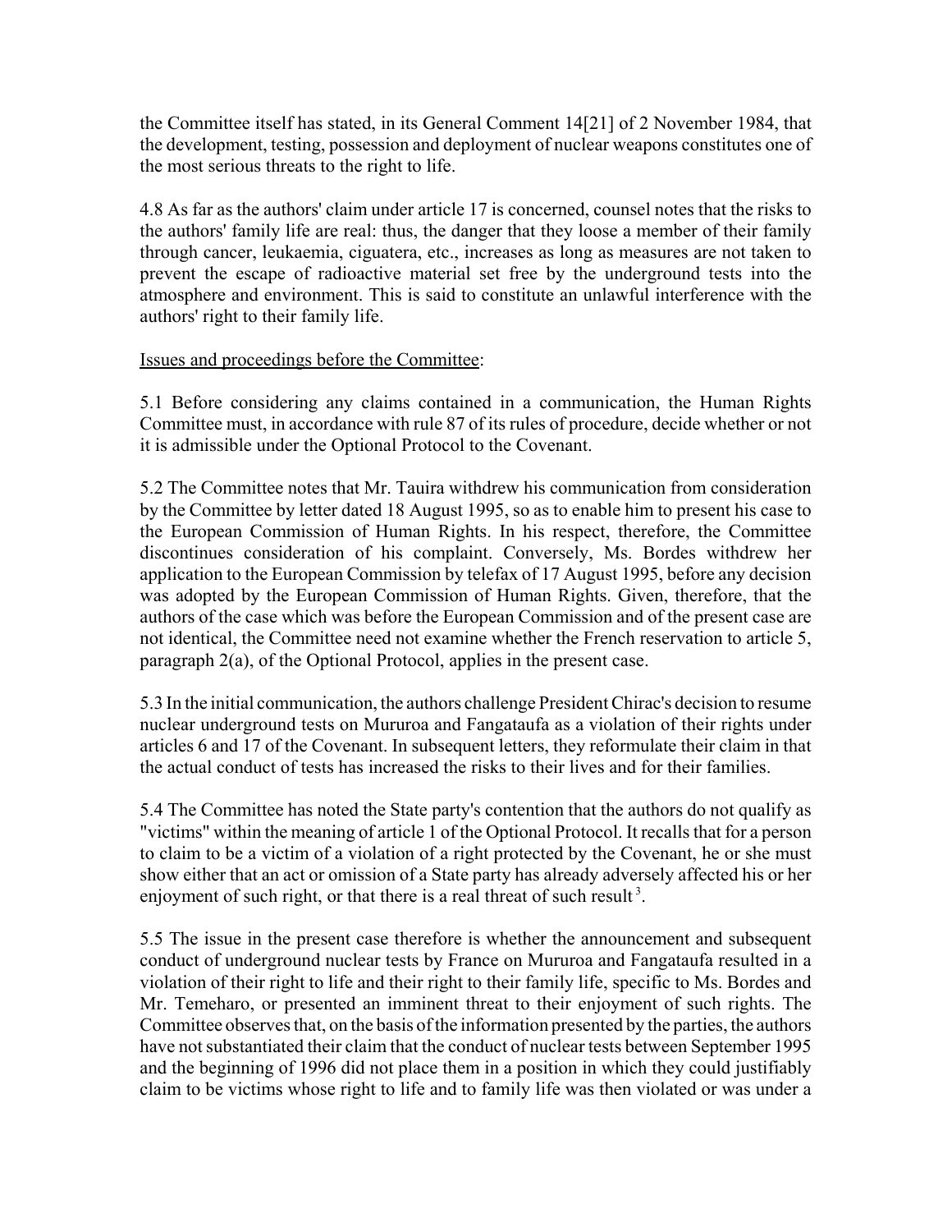the Committee itself has stated, in its General Comment 14[21] of 2 November 1984, that the development, testing, possession and deployment of nuclear weapons constitutes one of the most serious threats to the right to life.

4.8 As far as the authors' claim under article 17 is concerned, counsel notes that the risks to the authors' family life are real: thus, the danger that they loose a member of their family through cancer, leukaemia, ciguatera, etc., increases as long as measures are not taken to prevent the escape of radioactive material set free by the underground tests into the atmosphere and environment. This is said to constitute an unlawful interference with the authors' right to their family life.

<u>Issues and proceedings before the Committee</u>:

5.1 Before considering any claims contained in a communication, the Human Rights Committee must, in accordance with rule 87 of its rules of procedure, decide whether or not it is admissible under the Optional Protocol to the Covenant.

5.2 The Committee notes that Mr. Tauira withdrew his communication from consideration by the Committee by letter dated 18 August 1995, so as to enable him to present his case to the European Commission of Human Rights. In his respect, therefore, the Committee discontinues consideration of his complaint. Conversely, Ms. Bordes withdrew her application to the European Commission by telefax of 17 August 1995, before any decision was adopted by the European Commission of Human Rights. Given, therefore, that the authors of the case which was before the European Commission and of the present case are not identical, the Committee need not examine whether the French reservation to article 5, paragraph 2(a), of the Optional Protocol, applies in the present case.

5.3 In the initial communication, the authors challenge President Chirac's decision to resume nuclear underground tests on Mururoa and Fangataufa as a violation of their rights under articles 6 and 17 of the Covenant. In subsequent letters, they reformulate their claim in that the actual conduct of tests has increased the risks to their lives and for their families.

5.4 The Committee has noted the State party's contention that the authors do not qualify as "victims" within the meaning of article 1 of the Optional Protocol. It recalls that for a person to claim to be a victim of a violation of a right protected by the Covenant, he or she must show either that an act or omission of a State party has already adversely affected his or her enjoyment of such right, or that there is a real threat of such result [3].

5.5 The issue in the present case therefore is whether the announcement and subsequent conduct of underground nuclear tests by France on Mururoa and Fangataufa resulted in a violation of their right to life and their right to their family life, specific to Ms. Bordes and Mr. Temeharo, or presented an imminent threat to their enjoyment of such rights. The Committee observes that, on the basis of the information presented by the parties, the authors have not substantiated their claim that the conduct of nuclear tests between September 1995 and the beginning of 1996 did not place them in a position in which they could justifiably claim to be victims whose right to life and to family life was then violated or was under a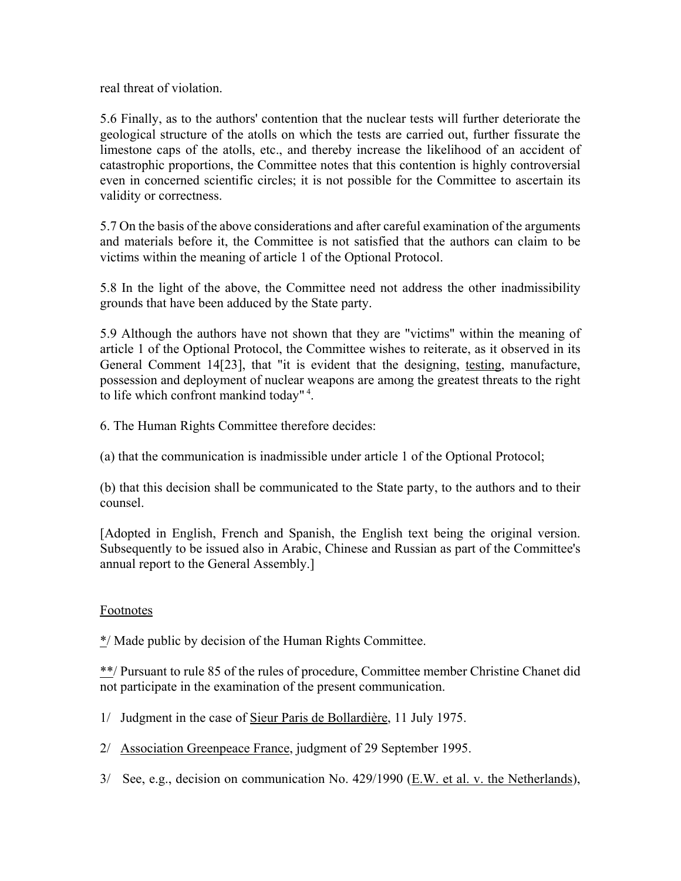real threat of violation.

5.6 Finally, as to the authors' contention that the nuclear tests will further deteriorate the geological structure of the atolls on which the tests are carried out, further fissurate the limestone caps of the atolls, etc., and thereby increase the likelihood of an accident of catastrophic proportions, the Committee notes that this contention is highly controversial even in concerned scientific circles; it is not possible for the Committee to ascertain its validity or correctness.

5.7 On the basis of the above considerations and after careful examination of the arguments and materials before it, the Committee is not satisfied that the authors can claim to be victims within the meaning of article 1 of the Optional Protocol.

5.8 In the light of the above, the Committee need not address the other inadmissibility grounds that have been adduced by the State party.

5.9 Although the authors have not shown that they are "victims" within the meaning of article 1 of the Optional Protocol, the Committee wishes to reiterate, as it observed in its General Comment 14[23], that "it is evident that the designing, testing, manufacture, possession and deployment of nuclear weapons are among the greatest threats to the right to life which confront mankind today" [4].

6. The Human Rights Committee therefore decides:

(a) that the communication is inadmissible under article 1 of the Optional Protocol;

(b) that this decision shall be communicated to the State party, to the authors and to their counsel.

[Adopted in English, French and Spanish, the English text being the original version. Subsequently to be issued also in Arabic, Chinese and Russian as part of the Committee's annual report to the General Assembly.]

Footnotes

*/ Made public by decision of the Human Rights Committee.

**/ Pursuant to rule 85 of the rules of procedure, Committee member Christine Chanet did not participate in the examination of the present communication.

1/ Judgment in the case of Sieur Paris de Bollardière, 11 July 1975.

2/ Association Greenpeace France, judgment of 29 September 1995.

3/ See, e.g., decision on communication No. 429/1990 (E.W. et al. v. the Netherlands),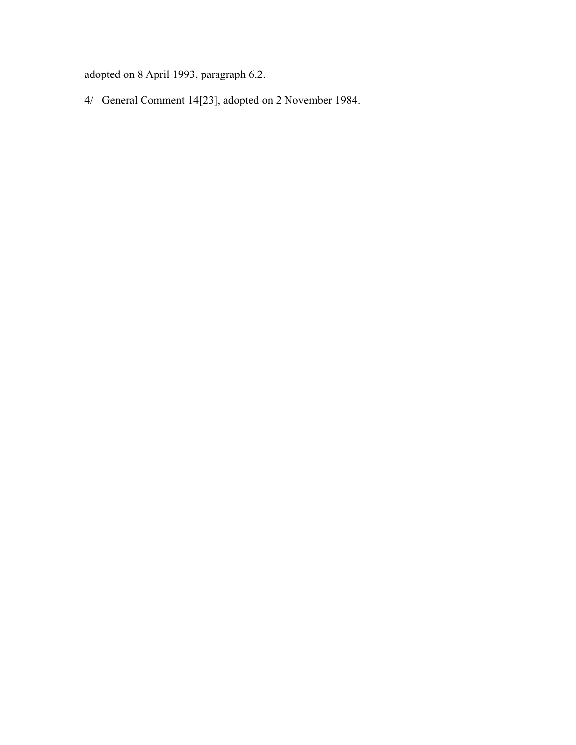adopted on 8 April 1993, paragraph 6.2.

4/ General Comment 14[23], adopted on 2 November 1984.